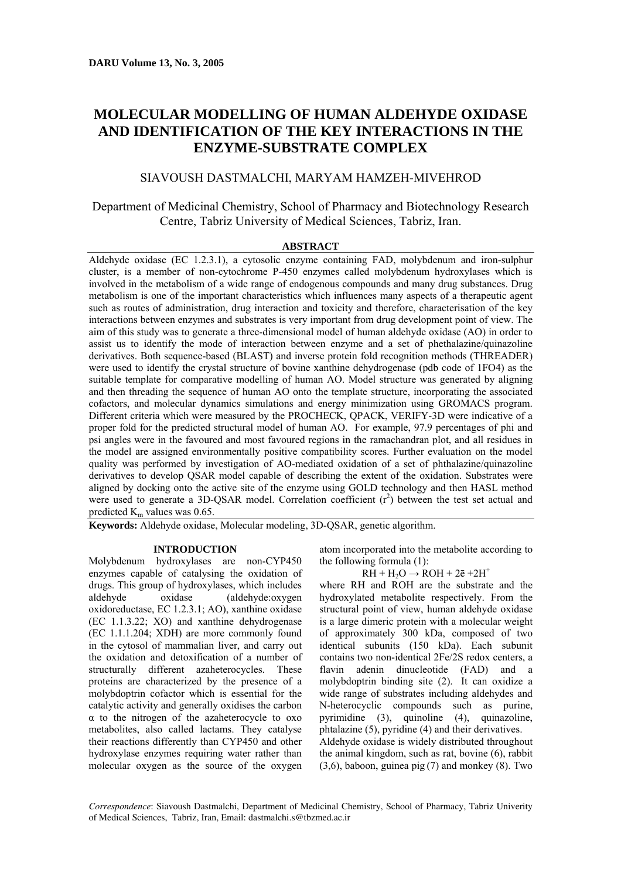# MOLECULAR MODELLING OF HUMAN ALDEHYDE OXIDASE AND IDENTIFICATION OF THE KEY INTERACTIONS IN THE ENZYME-SUBSTRATE COMPLEX

SIAVOUSH DASTMALCHI, MARYAM HAMZEH-MIVEHROD

Department of Medicinal Chemistry, School of Pharmacy and Biotechnology Research Centre, Tabriz University of Medical Sciences, Tabriz, Iran.

## ABSTRACT

Aldehyde oxidase (EC 1.2.3.1), a cytosolic enzyme containing FAD, molybdenum and iron-sulphur cluster, is a member of non-cytochrome P-450 enzymes called molybdenum hydroxylases which is involved in the metabolism of a wide range of endogenous compounds and many drug substances. Drug metabolism is one of the important characteristics which influences many aspects of a therapeutic agent such as routes of administration, drug interaction and toxicity and therefore, characterisation of the key interactions between enzymes and substrates is very important from drug development point of view. The aim of this study was to generate a three-dimensional model of human aldehyde oxidase (AO) in order to assist us to identify the mode of interaction between enzyme and a set of phethalazine/quinazoline derivatives. Both sequence-based (BLAST) and inverse protein fold recognition methods (THREADER) were used to identify the crystal structure of bovine xanthine dehydrogenase (pdb code of 1FO4) as the suitable template for comparative modelling of human AO. Model structure was generated by aligning and then threading the sequence of human AO onto the template structure, incorporating the associated cofactors, and molecular dynamics simulations and energy minimization using GROMACS program. Different criteria which were measured by the PROCHECK, QPACK, VERIFY-3D were indicative of a proper fold for the predicted structural model of human AO. For example, 97.9 percentages of phi and psi angles were in the favoured and most favoured regions in the ramachandran plot, and all residues in the model are assigned environmentally positive compatibility scores. Further evaluation on the model quality was performed by investigation of AO-mediated oxidation of a set of phthalazine/quinazoline derivatives to develop QSAR model capable of describing the extent of the oxidation. Substrates were aligned by docking onto the active site of the enzyme using GOLD technology and then HASL method were used to generate a 3D-QSAR model. Correlation coefficient ($r^2$) between the test set actual and predicted $K_m$ values was 0.65.

**Keywords:** Aldehyde oxidase, Molecular modeling, 3D-QSAR, genetic algorithm.

## INTRODUCTION

Molybdenum hydroxylases are non-CYP450 enzymes capable of catalysing the oxidation of drugs. This group of hydroxylases, which includes aldehyde oxidase (aldehyde:oxygen oxidoreductase, EC 1.2.3.1; AO), xanthine oxidase (EC 1.1.3.22; XO) and xanthine dehydrogenase (EC 1.1.1.204; XDH) are more commonly found in the cytosol of mammalian liver, and carry out the oxidation and detoxification of a number of structurally different azaheterocycles. These proteins are characterized by the presence of a molybdoptrin cofactor which is essential for the catalytic activity and generally oxidises the carbon α to the nitrogen of the azaheterocycle to oxo metabolites, also called lactams. They catalyse their reactions differently than CYP450 and other hydroxylase enzymes requiring water rather than molecular oxygen as the source of the oxygen atom incorporated into the metabolite according to the following formula (1):

$$RH + H_2O \rightarrow ROH + 2\bar{e} + 2H^+$$

where RH and ROH are the substrate and the hydroxylated metabolite respectively. From the structural point of view, human aldehyde oxidase is a large dimeric protein with a molecular weight of approximately 300 kDa, composed of two identical subunits (150 kDa). Each subunit contains two non-identical 2Fe/2S redox centers, a flavin adenin dinucleotide (FAD) and a molybdoptrin binding site (2). It can oxidize a wide range of substrates including aldehydes and N-heterocyclic compounds such as purine, pyrimidine (3), quinoline (4), quinazoline, phtalazine (5), pyridine (4) and their derivatives.

Aldehyde oxidase is widely distributed throughout the animal kingdom, such as rat, bovine (6), rabbit (3,6), baboon, guinea pig (7) and monkey (8). Two

*Correspondence*: Siavoush Dastmalchi, Department of Medicinal Chemistry, School of Pharmacy, Tabriz Univerity of Medical Sciences, Tabriz, Iran, Email: dastmalchi.s@tbzmed.ac.ir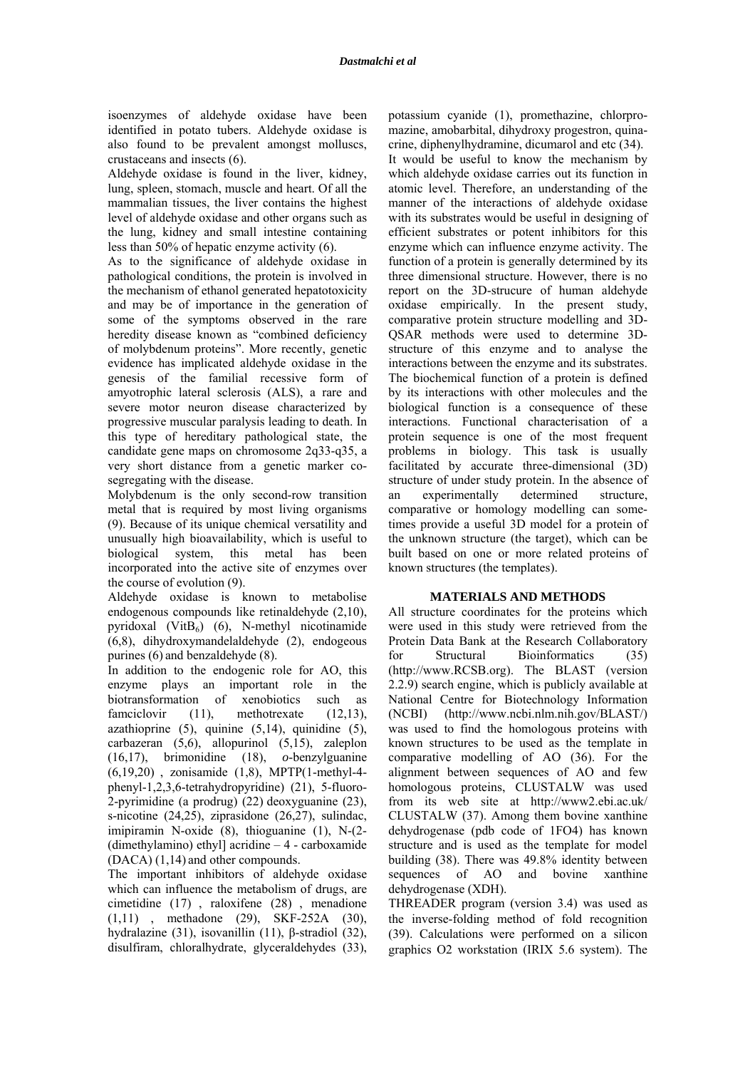isoenzymes of aldehyde oxidase have been identified in potato tubers. Aldehyde oxidase is also found to be prevalent amongst molluscs, crustaceans and insects (6).

Aldehyde oxidase is found in the liver, kidney, lung, spleen, stomach, muscle and heart. Of all the mammalian tissues, the liver contains the highest level of aldehyde oxidase and other organs such as the lung, kidney and small intestine containing less than 50% of hepatic enzyme activity (6).

As to the significance of aldehyde oxidase in pathological conditions, the protein is involved in the mechanism of ethanol generated hepatotoxicity and may be of importance in the generation of some of the symptoms observed in the rare heredity disease known as "combined deficiency of molybdenum proteins". More recently, genetic evidence has implicated aldehyde oxidase in the genesis of the familial recessive form of amyotrophic lateral sclerosis (ALS), a rare and severe motor neuron disease characterized by progressive muscular paralysis leading to death. In this type of hereditary pathological state, the candidate gene maps on chromosome 2q33-q35, a very short distance from a genetic marker co-segregating with the disease.

Molybdenum is the only second-row transition metal that is required by most living organisms (9). Because of its unique chemical versatility and unusually high bioavailability, which is useful to biological system, this metal has been incorporated into the active site of enzymes over the course of evolution (9).

Aldehyde oxidase is known to metabolise endogenous compounds like retinaldehyde (2,10), pyridoxal (Vit$B_6$) (6), N-methyl nicotinamide (6,8), dihydroxymandelaldehyde (2), endogeous purines (6) and benzaldehyde (8).

In addition to the endogenic role for AO, this enzyme plays an important role in the biotransformation of xenobiotics such as famciclovir (11), methotrexate (12,13), azathioprine (5), quinine (5,14), quinidine (5), carbazeran (5,6), allopurinol (5,15), zaleplon (16,17), brimonidine (18), *o*-benzylguanine (6,19,20) , zonisamide (1,8), MPTP(1-methyl-4-phenyl-1,2,3,6-tetrahydropyridine) (21), 5-fluoro-2-pyrimidine (a prodrug) (22) deoxyguanine (23), s-nicotine (24,25), ziprasidone (26,27), sulindac, imipiramin N-oxide (8), thioguanine (1), N-(2-(dimethylamino) ethyl] acridine – 4 - carboxamide (DACA) (1,14) and other compounds.

The important inhibitors of aldehyde oxidase which can influence the metabolism of drugs, are cimetidine (17) , raloxifene (28) , menadione (1,11) , methadone (29), SKF-252A (30), hydralazine (31), isovanillin (11), β-stradiol (32), disulfiram, chloralhydrate, glyceraldehydes (33), potassium cyanide (1), promethazine, chlorpromazine, amobarbital, dihydroxy progestron, quinacrine, diphenylhydramine, dicumarol and etc (34).

It would be useful to know the mechanism by which aldehyde oxidase carries out its function in atomic level. Therefore, an understanding of the manner of the interactions of aldehyde oxidase with its substrates would be useful in designing of efficient substrates or potent inhibitors for this enzyme which can influence enzyme activity. The function of a protein is generally determined by its three dimensional structure. However, there is no report on the 3D-strucure of human aldehyde oxidase empirically. In the present study, comparative protein structure modelling and 3D-QSAR methods were used to determine 3D-structure of this enzyme and to analyse the interactions between the enzyme and its substrates. The biochemical function of a protein is defined by its interactions with other molecules and the biological function is a consequence of these interactions. Functional characterisation of a protein sequence is one of the most frequent problems in biology. This task is usually facilitated by accurate three-dimensional (3D) structure of under study protein. In the absence of an experimentally determined structure, comparative or homology modelling can sometimes provide a useful 3D model for a protein of the unknown structure (the target), which can be built based on one or more related proteins of known structures (the templates).

## MATERIALS AND METHODS

All structure coordinates for the proteins which were used in this study were retrieved from the Protein Data Bank at the Research Collaboratory for Structural Bioinformatics (35) (http://www.RCSB.org). The BLAST (version 2.2.9) search engine, which is publicly available at National Centre for Biotechnology Information (NCBI) (http://www.ncbi.nlm.nih.gov/BLAST/) was used to find the homologous proteins with known structures to be used as the template in comparative modelling of AO (36). For the alignment between sequences of AO and few homologous proteins, CLUSTALW was used from its web site at http://www2.ebi.ac.uk/CLUSTALW (37). Among them bovine xanthine dehydrogenase (pdb code of 1FO4) has known structure and is used as the template for model building (38). There was 49.8% identity between sequences of AO and bovine xanthine dehydrogenase (XDH).

THREADER program (version 3.4) was used as the inverse-folding method of fold recognition (39). Calculations were performed on a silicon graphics O2 workstation (IRIX 5.6 system). The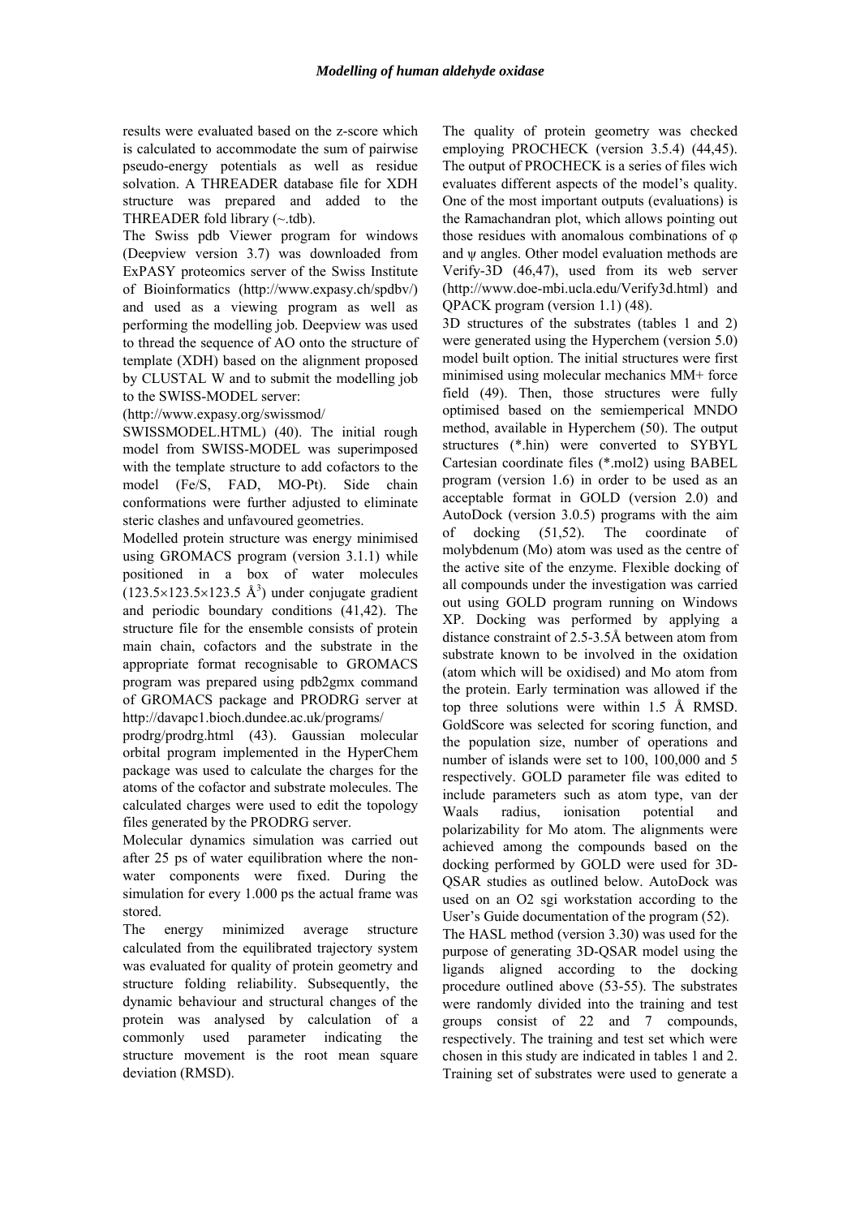results were evaluated based on the z-score which is calculated to accommodate the sum of pairwise pseudo-energy potentials as well as residue solvation. A THREADER database file for XDH structure was prepared and added to the THREADER fold library (~.tdb).

The Swiss pdb Viewer program for windows (Deepview version 3.7) was downloaded from ExPASY proteomics server of the Swiss Institute of Bioinformatics (http://www.expasy.ch/spdbv/) and used as a viewing program as well as performing the modelling job. Deepview was used to thread the sequence of AO onto the structure of template (XDH) based on the alignment proposed by CLUSTAL W and to submit the modelling job to the SWISS-MODEL server:
(http://www.expasy.org/swissmod/SWISSMODEL.HTML) (40). The initial rough model from SWISS-MODEL was superimposed with the template structure to add cofactors to the model (Fe/S, FAD, MO-Pt). Side chain conformations were further adjusted to eliminate steric clashes and unfavoured geometries.

Modelled protein structure was energy minimised using GROMACS program (version 3.1.1) while positioned in a box of water molecules ($123.5\times123.5\times123.5$ Å$^3$) under conjugate gradient and periodic boundary conditions (41,42). The structure file for the ensemble consists of protein main chain, cofactors and the substrate in the appropriate format recognisable to GROMACS program was prepared using pdb2gmx command of GROMACS package and PRODRG server at http://davapc1.bioch.dundee.ac.uk/programs/prodrg/prodrg.html (43). Gaussian molecular orbital program implemented in the HyperChem package was used to calculate the charges for the atoms of the cofactor and substrate molecules. The calculated charges were used to edit the topology files generated by the PRODRG server.

Molecular dynamics simulation was carried out after 25 ps of water equilibration where the non-water components were fixed. During the simulation for every 1.000 ps the actual frame was stored.

The energy minimized average structure calculated from the equilibrated trajectory system was evaluated for quality of protein geometry and structure folding reliability. Subsequently, the dynamic behaviour and structural changes of the protein was analysed by calculation of a commonly used parameter indicating the structure movement is the root mean square deviation (RMSD).

The quality of protein geometry was checked employing PROCHECK (version 3.5.4) (44,45). The output of PROCHECK is a series of files wich evaluates different aspects of the model's quality. One of the most important outputs (evaluations) is the Ramachandran plot, which allows pointing out those residues with anomalous combinations of $\varphi$ and $\psi$ angles. Other model evaluation methods are Verify-3D (46,47), used from its web server (http://www.doe-mbi.ucla.edu/Verify3d.html) and QPACK program (version 1.1) (48).

3D structures of the substrates (tables 1 and 2) were generated using the Hyperchem (version 5.0) model built option. The initial structures were first minimised using molecular mechanics MM+ force field (49). Then, those structures were fully optimised based on the semiempercal MNDO method, available in Hyperchem (50). The output structures (*.hin) were converted to SYBYL Cartesian coordinate files (*.mol2) using BABEL program (version 1.6) in order to be used as an acceptable format in GOLD (version 2.0) and AutoDock (version 3.0.5) programs with the aim of docking (51,52). The coordinate of molybdenum (Mo) atom was used as the centre of the active site of the enzyme. Flexible docking of all compounds under the investigation was carried out using GOLD program running on Windows XP. Docking was performed by applying a distance constraint of 2.5-3.5Å between atom from substrate known to be involved in the oxidation (atom which will be oxidised) and Mo atom from the protein. Early termination was allowed if the top three solutions were within 1.5 Å RMSD. GoldScore was selected for scoring function, and the population size, number of operations and number of islands were set to 100, 100,000 and 5 respectively. GOLD parameter file was edited to include parameters such as atom type, van der Waals radius, ionisation potential and polarizability for Mo atom. The alignments were achieved among the compounds based on the docking performed by GOLD were used for 3D-QSAR studies as outlined below. AutoDock was used on an O2 sgi workstation according to the User's Guide documentation of the program (52).

The HASL method (version 3.30) was used for the purpose of generating 3D-QSAR model using the ligands aligned according to the docking procedure outlined above (53-55). The substrates were randomly divided into the training and test groups consist of 22 and 7 compounds, respectively. The training and test set which were chosen in this study are indicated in tables 1 and 2. Training set of substrates were used to generate a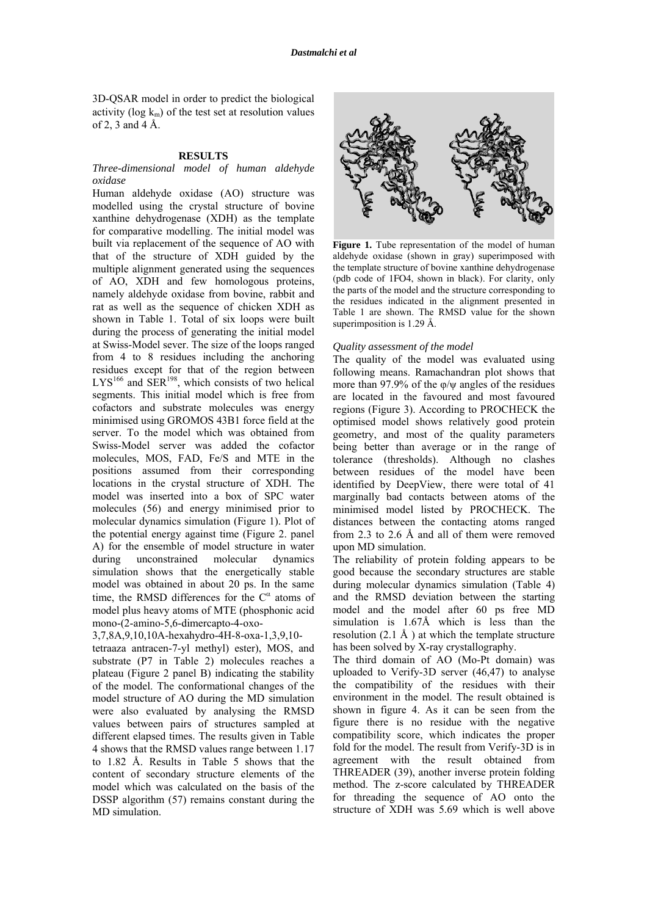3D-QSAR model in order to predict the biological activity (log $k_m$) of the test set at resolution values of 2, 3 and 4 Å.

## RESULTS

### *Three-dimensional model of human aldehyde oxidase*

Human aldehyde oxidase (AO) structure was modelled using the crystal structure of bovine xanthine dehydrogenase (XDH) as the template for comparative modelling. The initial model was built via replacement of the sequence of AO with that of the structure of XDH guided by the multiple alignment generated using the sequences of AO, XDH and few homologous proteins, namely aldehyde oxidase from bovine, rabbit and rat as well as the sequence of chicken XDH as shown in Table 1. Total of six loops were built during the process of generating the initial model at Swiss-Model sever. The size of the loops ranged from 4 to 8 residues including the anchoring residues except for that of the region between $LYS^{166}$ and $SER^{198}$, which consists of two helical segments. This initial model which is free from cofactors and substrate molecules was energy minimised using GROMOS 43B1 force field at the server. To the model which was obtained from Swiss-Model server was added the cofactor molecules, MOS, FAD, Fe/S and MTE in the positions assumed from their corresponding locations in the crystal structure of XDH. The model was inserted into a box of SPC water molecules (56) and energy minimised prior to molecular dynamics simulation (Figure 1). Plot of the potential energy against time (Figure 2. panel A) for the ensemble of model structure in water during unconstrained molecular dynamics simulation shows that the energetically stable model was obtained in about 20 ps. In the same time, the RMSD differences for the $C^{\alpha}$ atoms of model plus heavy atoms of MTE (phosphonic acid mono-(2-amino-5,6-dimercapto-4-oxo-3,7,8A,9,10,10A-hexahydro-4H-8-oxa-1,3,9,10-tetraaza antracen-7-yl methyl) ester), MOS, and substrate (P7 in Table 2) molecules reaches a plateau (Figure 2 panel B) indicating the stability of the model. The conformational changes of the model structure of AO during the MD simulation were also evaluated by analysing the RMSD values between pairs of structures sampled at different elapsed times. The results given in Table 4 shows that the RMSD values range between 1.17 to 1.82 Å. Results in Table 5 shows that the content of secondary structure elements of the model which was calculated on the basis of the DSSP algorithm (57) remains constant during the MD simulation.

**Figure 1.** Tube representation of the model of human aldehyde oxidase (shown in gray) superimposed with the template structure of bovine xanthine dehydrogenase (pdb code of 1FO4, shown in black). For clarity, only the parts of the model and the structure corresponding to the residues indicated in the alignment presented in Table 1 are shown. The RMSD value for the shown superimposition is 1.29 Å.

### *Quality assessment of the model*

The quality of the model was evaluated using following means. Ramachandran plot shows that more than 97.9% of the φ/ψ angles of the residues are located in the favoured and most favoured regions (Figure 3). According to PROCHECK the optimised model shows relatively good protein geometry, and most of the quality parameters being better than average or in the range of tolerance (thresholds). Although no clashes between residues of the model have been identified by DeepView, there were total of 41 marginally bad contacts between atoms of the minimised model listed by PROCHECK. The distances between the contacting atoms ranged from 2.3 to 2.6 Å and all of them were removed upon MD simulation.

The reliability of protein folding appears to be good because the secondary structures are stable during molecular dynamics simulation (Table 4) and the RMSD deviation between the starting model and the model after 60 ps free MD simulation is 1.67Å which is less than the resolution (2.1 Å ) at which the template structure has been solved by X-ray crystallography.

The third domain of AO (Mo-Pt domain) was uploaded to Verify-3D server (46,47) to analyse the compatibility of the residues with their environment in the model. The result obtained is shown in figure 4. As it can be seen from the figure there is no residue with the negative compatibility score, which indicates the proper fold for the model. The result from Verify-3D is in agreement with the result obtained from THREADER (39), another inverse protein folding method. The z-score calculated by THREADER for threading the sequence of AO onto the structure of XDH was 5.69 which is well above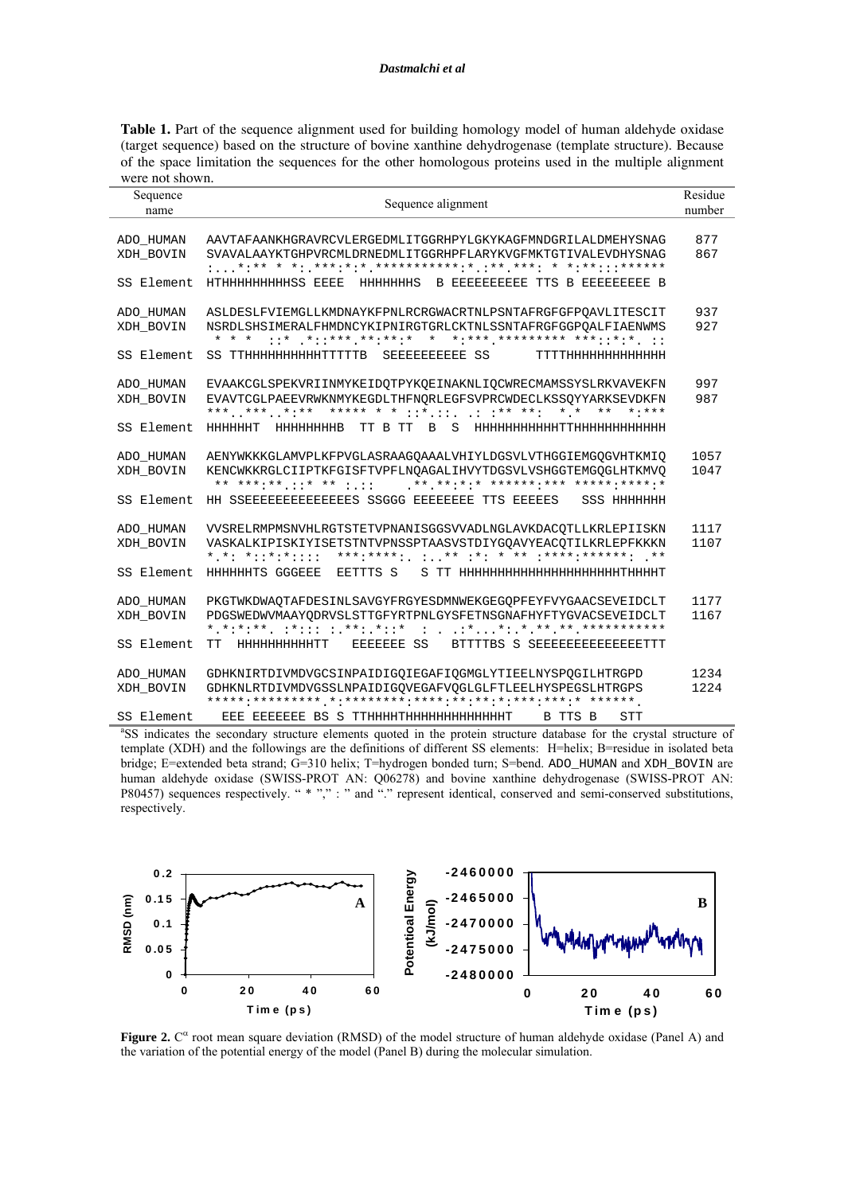**Table 1.** Part of the sequence alignment used for building homology model of human aldehyde oxidase (target sequence) based on the structure of bovine xanthine dehydrogenase (template structure). Because of the space limitation the sequences for the other homologous proteins used in the multiple alignment were not shown.

| Sequence name | Sequence alignment | Residue number |
|---|---|---|
| ADO_HUMAN | AAVTAFAANKHGRAVRCVLERGEDMLITGGRHPYLGKYKAGFMNDGRILALDMEHYSNAG | 877 |
| XDH_BOVIN | SVAVALAAYKTGHPVRCMLDRNEDMLITGGRHPFLARYKVGFMKTGTIVALEVDHYSNAG | 867 |
| | :...*:** * *:.***:*:*.***********:*.:**.***: * *:**:::****** | |
| SS Element | HTHHHHHHHHSS EEEE HHHHHHHS B EEEEEEEEEE TTS B EEEEEEEEE B | |
| ADO_HUMAN | ASLDESLFVIEMGLLKMDNAYKFPNLRCRGWACRTNLPSNTAFRGFGFPQAVLITESCIT | 937 |
| XDH_BOVIN | NSRDLSHSIMERALFHMDNCYKIPNIRGTGRLCKTNLSSNTAFRGFGGPQALFIAENWMS | 927 |
| | * * * ::* .*::***.**:**:* * *:***.********* ***::*:*. :: | |
| SS Element | SS TTHHHHHHHHHHTTTTTB SEEEEEEEEEE SS TTTTHHHHHHHHHHHHH | |
| ADO_HUMAN | EVAAKCGLSPEKVRIINMYKEIDQTPYKQEINAKNLIQCWRECMAMSSYSLRKVAVEKFN | 997 |
| XDH_BOVIN | EVAVTCGLPAEEVRWKNMYKEGDLTHFNQRLEGFSVPRCWDECLKSSQYYARKSEVDKFN | 987 |
| | ***..***..*:** ***** * * ::*.::. .: :** **: *.* ** *:*** | |
| SS Element | HHHHHHT HHHHHHHHB TT B TT B S HHHHHHHHHHHHTTHHHHHHHHHHH | |
| ADO_HUMAN | AENYWKKKGLAMVPLKFPVGLASRAAGQAAALVHIYLDGSVLVTHGGIEMGQGVHTKMIQ | 1057 |
| XDH_BOVIN | KENCWKKRGLCIIPTKFGISFTVPFLNQAGALIHVYTDGSVLVSHGGTEMGQGLHTKMVQ | 1047 |
| | ** ***:**.::* ** :.:: .**.**:*:* ******:*** *****:****:* | |
| SS Element | HH SSEEEEEEEEEEEEEEES SSGGG EEEEEEEE TTS EEEEES SSS HHHHHHH | |
| ADO_HUMAN | VVSRELRMPMSNVHLRGTSTETVPNANISGGSVVADLNGLAVKDACQTLLKRLEPIISKN | 1117 |
| XDH_BOVIN | VASKALKIPISKIYISETSTNTVPNSSPTAASVSTDIYGQAVYEACQTILKRLEPFKKKN | 1107 |
| | *.*: *::*:*:::: ***:****:. :..** :*: * ** :****:******: .** | |
| SS Element | HHHHHHTS GGGEEE EETTTS S S TT HHHHHHHHHHHHHHHHHHHHHHTHHHHT | |
| ADO_HUMAN | PKGTWKDWAQTAFDESINLSAVGYFRGYESDMNWEKGEGQPFEYFVYGAACSEVEIDCLT | 1177 |
| XDH_BOVIN | PDGSWEDWVMAAYQDRVSLSTTGFYRTPNLGYSFETNSGNAFHYFTYGVACSEVEIDCLT | 1167 |
| | *.*:*:**. :*::: :.**:.*::* : . .:*...*:.*.**.**.*********** | |
| SS Element | TT HHHHHHHHHHTT EEEEEEE SS BTTTTBS S SEEEEEEEEEEEEEETTT | |
| ADO_HUMAN | GDHKNIRTDIVMDVGCSINPAIDIGQIEGAFIQGMGLYTIEELNYSPQGILHTRGPD | 1234 |
| XDH_BOVIN | GDHKNLRTDIVMDVGSSLNPAIDIGQVEGAFVQGLGLFTLEELHYSPEGSLHTRGPS | 1224 |
| | *****:*********.*:********:****:**:**:*:***:***:* ******. | |
| SS Element | EEE EEEEEEE BS S TTHHHHTHHHHHHHHHHHHT B TTS B STT | |

[a]SS indicates the secondary structure elements quoted in the protein structure database for the crystal structure of template (XDH) and the followings are the definitions of different SS elements: H=helix; B=residue in isolated beta bridge; E=extended beta strand; G=310 helix; T=hydrogen bonded turn; S=bend. ADO_HUMAN and XDH_BOVIN are human aldehyde oxidase (SWISS-PROT AN: Q06278) and bovine xanthine dehydrogenase (SWISS-PROT AN: P80457) sequences respectively. " * "," : " and "." represent identical, conserved and semi-conserved substitutions, respectively.

**Figure 2.** $C^{\alpha}$ root mean square deviation (RMSD) of the model structure of human aldehyde oxidase (Panel A) and the variation of the potential energy of the model (Panel B) during the molecular simulation.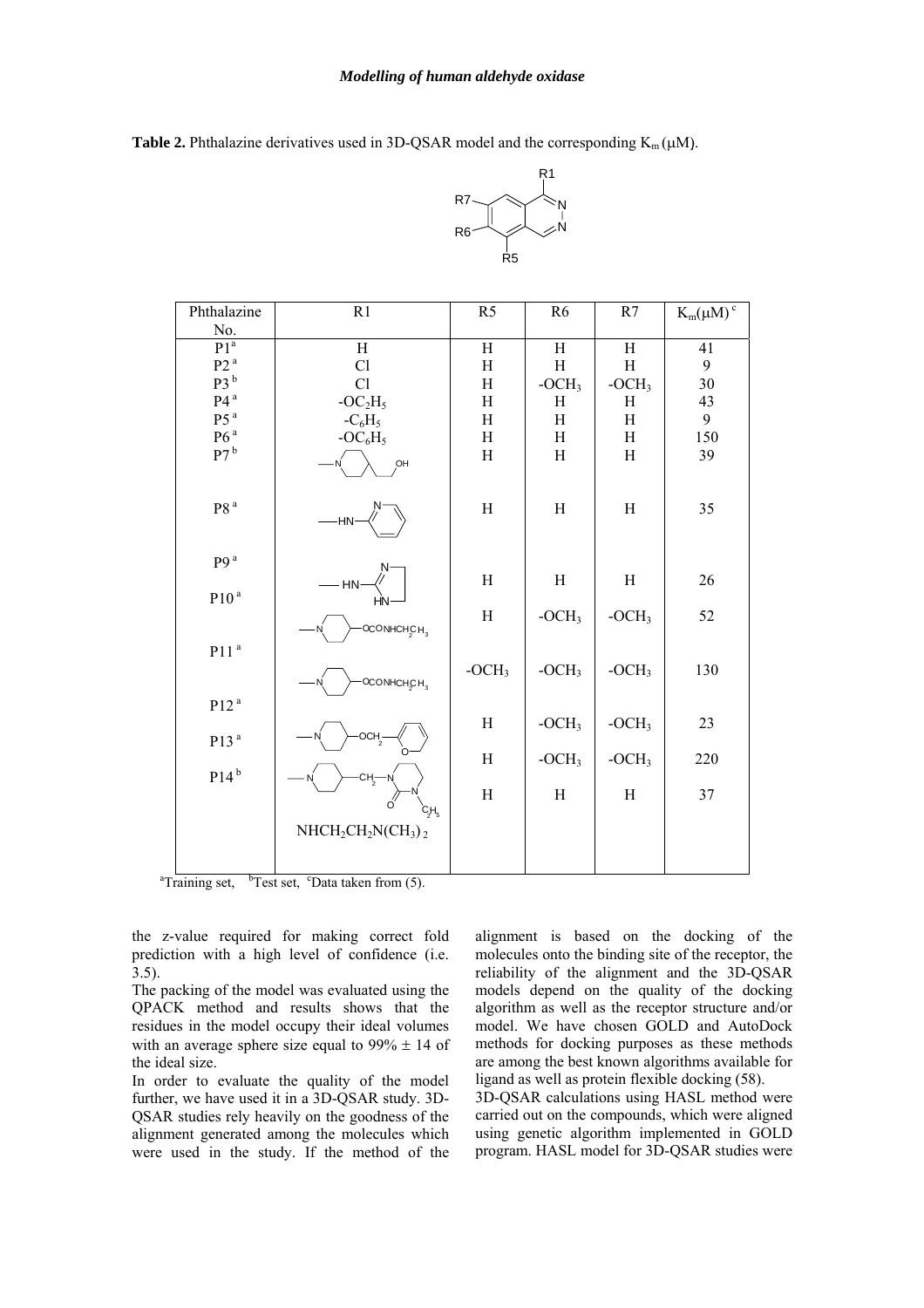**Table 2.** Phthalazine derivatives used in 3D-QSAR model and the corresponding $K_m$ (μM).

(General structure: phthalazine ring with substituents R1, R5, R6, R7)

| Phthalazine No. | R1 | R5 | R6 | R7 | $K_m$(μM)[c] |
|---|---|---|---|---|---|
| P1[a] | H | H | H | H | 41 |
| P2[a] | Cl | H | H | H | 9 |
| P3[b] | Cl | H | $-OCH_3$ | $-OCH_3$ | 30 |
| P4[a] | $-OC_2H_5$ | H | H | H | 43 |
| P5[a] | $-C_6H_5$ | H | H | H | 9 |
| P6[a] | $-OC_6H_5$ | H | H | H | 150 |
| P7[b] | –N(piperidin-4-yl)–$CH_2CH_2$OH | H | H | H | 39 |
| P8[a] | –HN–(2-pyridyl) | H | H | H | 35 |
| P9[a] | –HN–(2-imidazolinyl) | H | H | H | 26 |
| P10[a] | –N(piperidin-4-yl)–$OCONHCH_2CH_3$ | H | $-OCH_3$ | $-OCH_3$ | 52 |
| P11[a] | –N(piperidin-4-yl)–$OCONHCH_2CH_3$ | $-OCH_3$ | $-OCH_3$ | $-OCH_3$ | 130 |
| P12[a] | –N(piperidin-4-yl)–$OCH_2$–(dihydropyranyl) | H | $-OCH_3$ | $-OCH_3$ | 23 |
| P13[a] | –N(piperidin-4-yl)–$CH_2$–N(tetrahydropyrimidin-2-one)–N–$C_2H_5$ | H | $-OCH_3$ | $-OCH_3$ | 220 |
| P14[b] | $NHCH_2CH_2N(CH_3)_2$ | H | H | H | 37 |

[a]Training set, [b]Test set, [c]Data taken from (5).

the z-value required for making correct fold prediction with a high level of confidence (i.e. 3.5).

The packing of the model was evaluated using the QPACK method and results shows that the residues in the model occupy their ideal volumes with an average sphere size equal to 99% ± 14 of the ideal size.

In order to evaluate the quality of the model further, we have used it in a 3D-QSAR study. 3D-QSAR studies rely heavily on the goodness of the alignment generated among the molecules which were used in the study. If the method of the alignment is based on the docking of the molecules onto the binding site of the receptor, the reliability of the alignment and the 3D-QSAR models depend on the quality of the docking algorithm as well as the receptor structure and/or model. We have chosen GOLD and AutoDock methods for docking purposes as these methods are among the best known algorithms available for ligand as well as protein flexible docking (58).

3D-QSAR calculations using HASL method were carried out on the compounds, which were aligned using genetic algorithm implemented in GOLD program. HASL model for 3D-QSAR studies were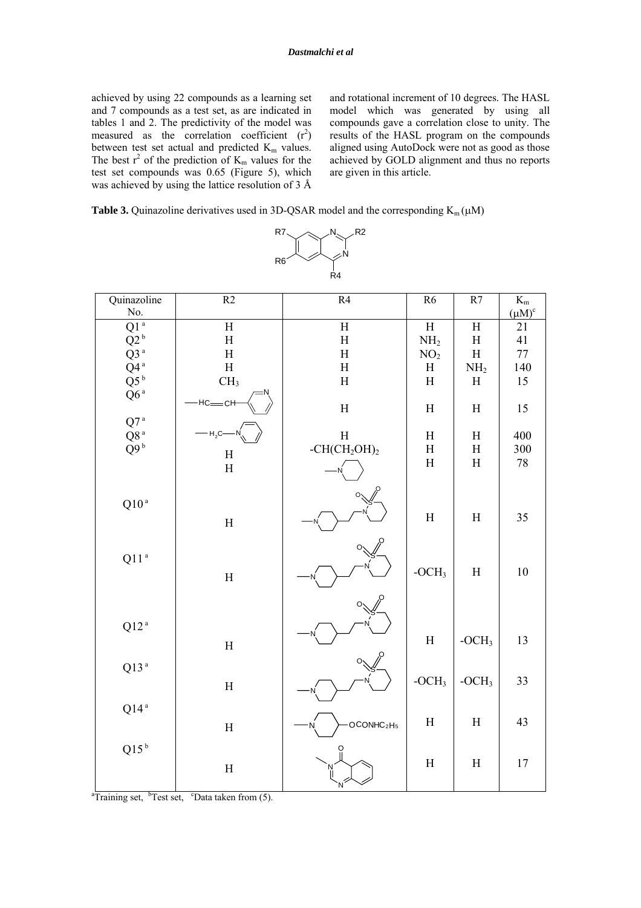achieved by using 22 compounds as a learning set and 7 compounds as a test set, as are indicated in tables 1 and 2. The predictivity of the model was measured as the correlation coefficient ($r^2$) between test set actual and predicted $K_m$ values. The best $r^2$ of the prediction of $K_m$ values for the test set compounds was 0.65 (Figure 5), which was achieved by using the lattice resolution of 3 Å and rotational increment of 10 degrees. The HASL model which was generated by using all compounds gave a correlation close to unity. The results of the HASL program on the compounds aligned using AutoDock were not as good as those achieved by GOLD alignment and thus no reports are given in this article.

**Table 3.** Quinazoline derivatives used in 3D-QSAR model and the corresponding $K_m$ (μM)

(General structure: quinazoline ring bearing substituents R2, R4, R6 and R7)

| Quinazoline No. | R2 | R4 | R6 | R7 | $K_m$ (μM)[c] |
|---|---|---|---|---|---|
| Q1[a] | H | H | H | H | 21 |
| Q2[b] | H | H | $NH_2$ | H | 41 |
| Q3[a] | H | H | $NO_2$ | H | 77 |
| Q4[a] | H | H | H | $NH_2$ | 140 |
| Q5[b] | $CH_3$ | H | H | H | 15 |
| Q6[a] | –HC=CH–(pyridyl) | H | H | H | 15 |
| Q7[a] | –$H_2C$–N(pyridinium) | H | H | H | 400 |
| Q8[a] | H | $-CH(CH_2OH)_2$ | H | H | 300 |
| Q9[b] | H | –N(piperidin-1-yl) | H | H | 78 |
| Q10[a] | H | –N(piperidin-1-yl)-4-CH₂CH₂–N(1,1-dioxo-1,2-thiazinan-2-yl) | H | H | 35 |
| Q11[a] | H | –N(piperidin-1-yl)-4-CH₂CH₂–N(1,1-dioxo-1,2-thiazinan-2-yl) | $-OCH_3$ | H | 10 |
| Q12[a] | H | –N(piperidin-1-yl)-4-CH₂CH₂–N(1,1-dioxo-1,2-thiazinan-2-yl) | H | $-OCH_3$ | 13 |
| Q13[a] | H | –N(piperidin-1-yl)-4-CH₂CH₂–N(1,1-dioxo-1,2-thiazinan-2-yl) | $-OCH_3$ | $-OCH_3$ | 33 |
| Q14[a] | H | –N(piperidin-1-yl)-4-$OCONHC_2H_5$ | H | H | 43 |
| Q15[b] | H | –CH₂–N(4-oxoquinazolin-3-yl) | H | H | 17 |

[a]Training set, [b]Test set, [c]Data taken from (5).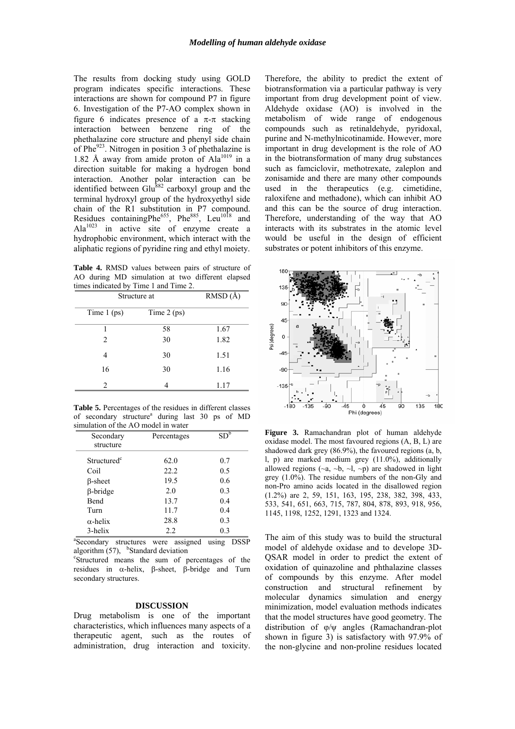The results from docking study using GOLD program indicates specific interactions. These interactions are shown for compound P7 in figure 6. Investigation of the P7-AO complex shown in figure 6 indicates presence of a π-π stacking interaction between benzene ring of the phethalazine core structure and phenyl side chain of Phe[923]. Nitrogen in position 3 of phethalazine is 1.82 Å away from amide proton of Ala[1019] in a direction suitable for making a hydrogen bond interaction. Another polar interaction can be identified between Glu[882] carboxyl group and the terminal hydroxyl group of the hydroxyethyl side chain of the R1 substitution in P7 compound. Residues containingPhe[655], Phe[885], Leu[1018] and Ala[1023] in active site of enzyme create a hydrophobic environment, which interact with the aliphatic regions of pyridine ring and ethyl moiety.

**Table 4.** RMSD values between pairs of structure of AO during MD simulation at two different elapsed times indicated by Time 1 and Time 2.

| Structure at | | RMSD (Å) |
|---|---|---|
| Time 1 (ps) | Time 2 (ps) | |
| 1 | 58 | 1.67 |
| 2 | 30 | 1.82 |
| 4 | 30 | 1.51 |
| 16 | 30 | 1.16 |
| 2 | 4 | 1.17 |

**Table 5.** Percentages of the residues in different classes of secondary structure[a] during last 30 ps of MD simulation of the AO model in water

| Secondary structure | Percentages | SD[b] |
|---|---|---|
| Structured[c] | 62.0 | 0.7 |
| Coil | 22.2 | 0.5 |
| β-sheet | 19.5 | 0.6 |
| β-bridge | 2.0 | 0.3 |
| Bend | 13.7 | 0.4 |
| Turn | 11.7 | 0.4 |
| α-helix | 28.8 | 0.3 |
| 3-helix | 2.2 | 0.3 |

[a]Secondary structures were assigned using DSSP algorithm (57), [b]Standard deviation
[c]Structured means the sum of percentages of the residues in α-helix, β-sheet, β-bridge and Turn secondary structures.

## DISCUSSION

Drug metabolism is one of the important characteristics, which influences many aspects of a therapeutic agent, such as the routes of administration, drug interaction and toxicity. Therefore, the ability to predict the extent of biotransformation via a particular pathway is very important from drug development point of view. Aldehyde oxidase (AO) is involved in the metabolism of wide range of endogenous compounds such as retinaldehyde, pyridoxal, purine and N-methylnicotinamide. However, more important in drug development is the role of AO in the biotransformation of many drug substances such as famciclovir, methotrexate, zaleplon and zonisamide and there are many other compounds used in the therapeutics (e.g. cimetidine, raloxifene and methadone), which can inhibit AO and this can be the source of drug interaction. Therefore, understanding of the way that AO interacts with its substrates in the atomic level would be useful in the design of efficient substrates or potent inhibitors of this enzyme.

**Figure 3.** Ramachandran plot of human aldehyde oxidase model. The most favoured regions (A, B, L) are shadowed dark grey (86.9%), the favoured regions (a, b, l, p) are marked medium grey (11.0%), additionally allowed regions (~a, ~b, ~l, ~p) are shadowed in light grey (1.0%). The residue numbers of the non-Gly and non-Pro amino acids located in the disallowed region (1.2%) are 2, 59, 151, 163, 195, 238, 382, 398, 433, 533, 541, 651, 663, 715, 787, 804, 878, 893, 918, 956, 1145, 1198, 1252, 1291, 1323 and 1324.

The aim of this study was to build the structural model of aldehyde oxidase and to develope 3D-QSAR model in order to predict the extent of oxidation of quinazoline and phthalazine classes of compounds by this enzyme. After model construction and structural refinement by molecular dynamics simulation and energy minimization, model evaluation methods indicates that the model structures have good geometry. The distribution of φ/ψ angles (Ramachandran-plot shown in figure 3) is satisfactory with 97.9% of the non-glycine and non-proline residues located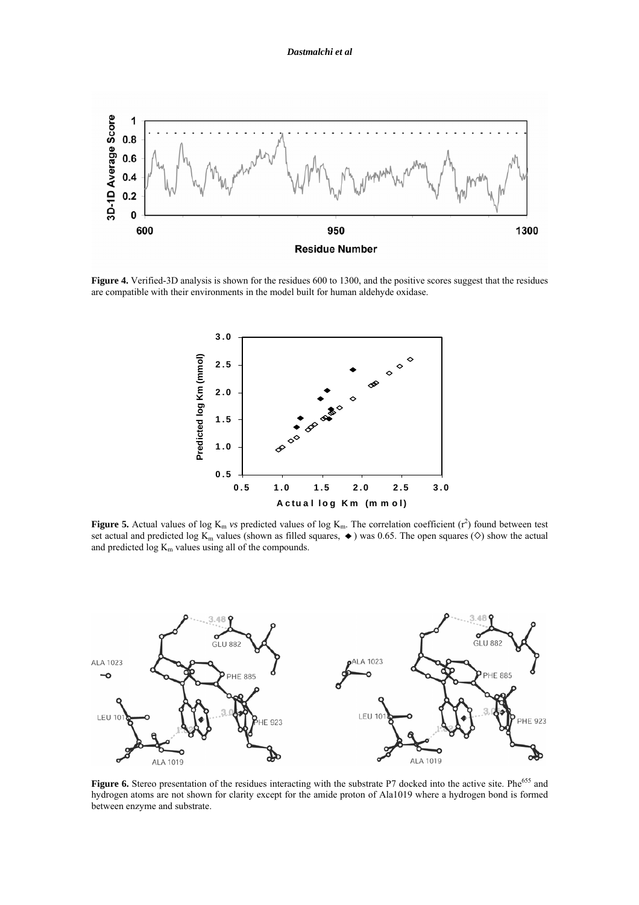**Figure 4.** Verified-3D analysis is shown for the residues 600 to 1300, and the positive scores suggest that the residues are compatible with their environments in the model built for human aldehyde oxidase.

**Figure 5.** Actual values of log $K_m$ *vs* predicted values of log $K_m$. The correlation coefficient ($r^2$) found between test set actual and predicted log $K_m$ values (shown as filled squares, ◆) was 0.65. The open squares (◇) show the actual and predicted log $K_m$ values using all of the compounds.

**Figure 6.** Stereo presentation of the residues interacting with the substrate P7 docked into the active site. $Phe^{655}$ and hydrogen atoms are not shown for clarity except for the amide proton of Ala1019 where a hydrogen bond is formed between enzyme and substrate.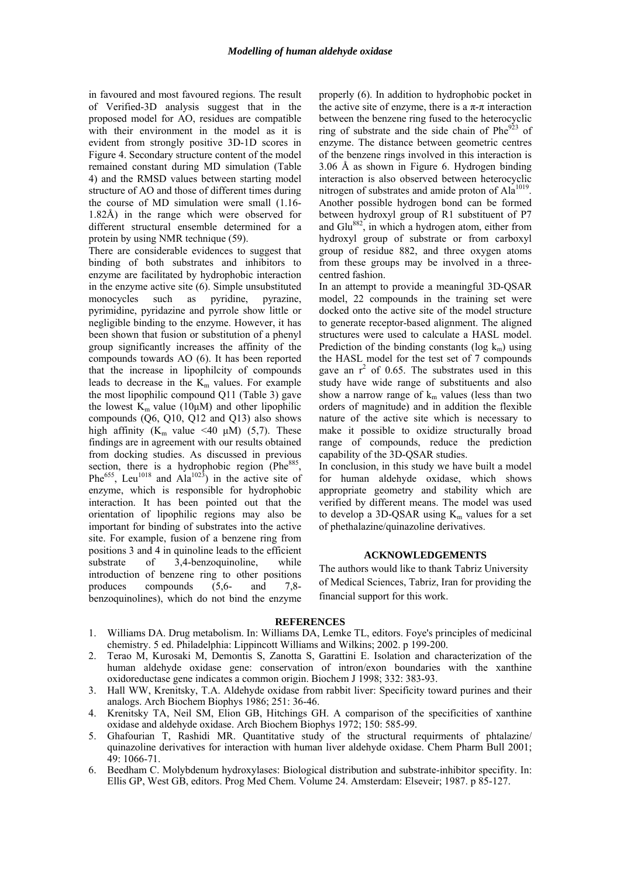in favoured and most favoured regions. The result of Verified-3D analysis suggest that in the proposed model for AO, residues are compatible with their environment in the model as it is evident from strongly positive 3D-1D scores in Figure 4. Secondary structure content of the model remained constant during MD simulation (Table 4) and the RMSD values between starting model structure of AO and those of different times during the course of MD simulation were small (1.16-1.82Å) in the range which were observed for different structural ensemble determined for a protein by using NMR technique (59).

There are considerable evidences to suggest that binding of both substrates and inhibitors to enzyme are facilitated by hydrophobic interaction in the enzyme active site (6). Simple unsubstituted monocycles such as pyridine, pyrazine, pyrimidine, pyridazine and pyrrole show little or negligible binding to the enzyme. However, it has been shown that fusion or substitution of a phenyl group significantly increases the affinity of the compounds towards AO (6). It has been reported that the increase in lipophilcity of compounds leads to decrease in the $K_m$ values. For example the most lipophilic compound Q11 (Table 3) gave the lowest $K_m$ value (10μM) and other lipophilic compounds (Q6, Q10, Q12 and Q13) also shows high affinity ($K_m$ value <40 μM) (5,7). These findings are in agreement with our results obtained from docking studies. As discussed in previous section, there is a hydrophobic region (Phe[885], Phe[655], Leu[1018] and Ala[1023]) in the active site of enzyme, which is responsible for hydrophobic interaction. It has been pointed out that the orientation of lipophilic regions may also be important for binding of substrates into the active site. For example, fusion of a benzene ring from positions 3 and 4 in quinoline leads to the efficient substrate of 3,4-benzoquinoline, while introduction of benzene ring to other positions produces compounds (5,6- and 7,8-benzoquinolines), which do not bind the enzyme properly (6). In addition to hydrophobic pocket in the active site of enzyme, there is a π-π interaction between the benzene ring fused to the heterocyclic ring of substrate and the side chain of Phe[923] of enzyme. The distance between geometric centres of the benzene rings involved in this interaction is 3.06 Å as shown in Figure 6. Hydrogen binding interaction is also observed between heterocyclic nitrogen of substrates and amide proton of Ala[1019]. Another possible hydrogen bond can be formed between hydroxyl group of R1 substituent of P7 and Glu[882], in which a hydrogen atom, either from hydroxyl group of substrate or from carboxyl group of residue 882, and three oxygen atoms from these groups may be involved in a three-centred fashion.

In an attempt to provide a meaningful 3D-QSAR model, 22 compounds in the training set were docked onto the active site of the model structure to generate receptor-based alignment. The aligned structures were used to calculate a HASL model. Prediction of the binding constants (log $k_m$) using the HASL model for the test set of 7 compounds gave an $r^2$ of 0.65. The substrates used in this study have wide range of substituents and also show a narrow range of $k_m$ values (less than two orders of magnitude) and in addition the flexible nature of the active site which is necessary to make it possible to oxidize structurally broad range of compounds, reduce the prediction capability of the 3D-QSAR studies.

In conclusion, in this study we have built a model for human aldehyde oxidase, which shows appropriate geometry and stability which are verified by different means. The model was used to develop a 3D-QSAR using $K_m$ values for a set of phethalazine/quinazoline derivatives.

## ACKNOWLEDGEMENTS

The authors would like to thank Tabriz University of Medical Sciences, Tabriz, Iran for providing the financial support for this work.

## REFERENCES

1. Williams DA. Drug metabolism. In: Williams DA, Lemke TL, editors. Foye's principles of medicinal chemistry. 5 ed. Philadelphia: Lippincott Williams and Wilkins; 2002. p 199-200.
2. Terao M, Kurosaki M, Demontis S, Zanotta S, Garattini E. Isolation and characterization of the human aldehyde oxidase gene: conservation of intron/exon boundaries with the xanthine oxidoreductase gene indicates a common origin. Biochem J 1998; 332: 383-93.
3. Hall WW, Krenitsky, T.A. Aldehyde oxidase from rabbit liver: Specificity toward purines and their analogs. Arch Biochem Biophys 1986; 251: 36-46.
4. Krenitsky TA, Neil SM, Elion GB, Hitchings GH. A comparison of the specificities of xanthine oxidase and aldehyde oxidase. Arch Biochem Biophys 1972; 150: 585-99.
5. Ghafourian T, Rashidi MR. Quantitative study of the structural requirments of phtalazine/quinazoline derivatives for interaction with human liver aldehyde oxidase. Chem Pharm Bull 2001; 49: 1066-71.
6. Beedham C. Molybdenum hydroxylases: Biological distribution and substrate-inhibitor specifity. In: Ellis GP, West GB, editors. Prog Med Chem. Volume 24. Amsterdam: Elseveir; 1987. p 85-127.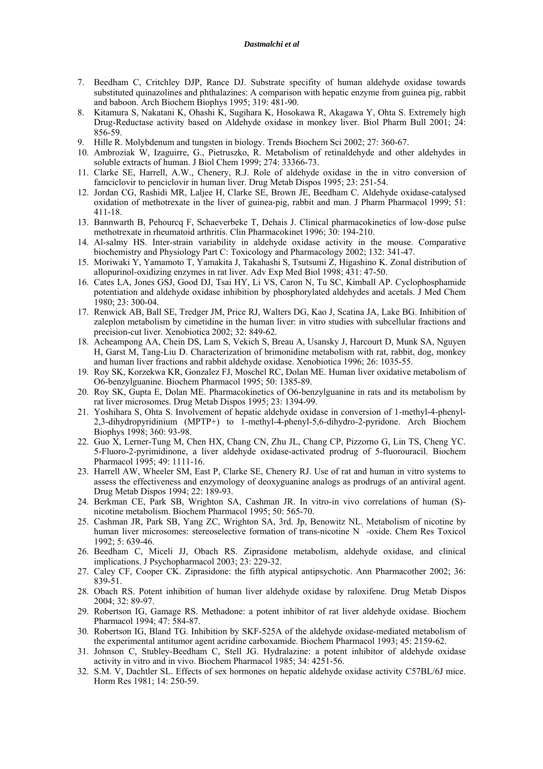7. Beedham C, Critchley DJP, Rance DJ. Substrate specifity of human aldehyde oxidase towards substituted quinazolines and phthalazines: A comparison with hepatic enzyme from guinea pig, rabbit and baboon. Arch Biochem Biophys 1995; 319: 481-90.
8. Kitamura S, Nakatani K, Ohashi K, Sugihara K, Hosokawa R, Akagawa Y, Ohta S. Extremely high Drug-Reductase activity based on Aldehyde oxidase in monkey liver. Biol Pharm Bull 2001; 24: 856-59.
9. Hille R. Molybdenum and tungsten in biology. Trends Biochem Sci 2002; 27: 360-67.
10. Ambroziak W, Izaguirre, G., Pietruszko, R. Metabolism of retinaldehyde and other aldehydes in soluble extracts of human. J Biol Chem 1999; 274: 33366-73.
11. Clarke SE, Harrell, A.W., Chenery, R.J. Role of aldehyde oxidase in the in vitro conversion of famciclovir to penciclovir in human liver. Drug Metab Dispos 1995; 23: 251-54.
12. Jordan CG, Rashidi MR, Laljee H, Clarke SE, Brown JE, Beedham C. Aldehyde oxidase-catalysed oxidation of methotrexate in the liver of guinea-pig, rabbit and man. J Pharm Pharmacol 1999; 51: 411-18.
13. Bannwarth B, Pehourcq F, Schaeverbeke T, Dehais J. Clinical pharmacokinetics of low-dose pulse methotrexate in rheumatoid arthritis. Clin Pharmacokinet 1996; 30: 194-210.
14. Al-salmy HS. Inter-strain variability in aldehyde oxidase activity in the mouse. Comparative biochemistry and Physiology Part C: Toxicology and Pharmacology 2002; 132: 341-47.
15. Moriwaki Y, Yamamoto T, Yamakita J, Takahashi S, Tsutsumi Z, Higashino K. Zonal distribution of allopurinol-oxidizing enzymes in rat liver. Adv Exp Med Biol 1998; 431: 47-50.
16. Cates LA, Jones GSJ, Good DJ, Tsai HY, Li VS, Caron N, Tu SC, Kimball AP. Cyclophosphamide potentiation and aldehyde oxidase inhibition by phosphorylated aldehydes and acetals. J Med Chem 1980; 23: 300-04.
17. Renwick AB, Ball SE, Tredger JM, Price RJ, Walters DG, Kao J, Scatina JA, Lake BG. Inhibition of zaleplon metabolism by cimetidine in the human liver: in vitro studies with subcellular fractions and precision-cut liver. Xenobiotica 2002; 32: 849-62.
18. Acheampong AA, Chein DS, Lam S, Vekich S, Breau A, Usansky J, Harcourt D, Munk SA, Nguyen H, Garst M, Tang-Liu D. Characterization of brimonidine metabolism with rat, rabbit, dog, monkey and human liver fractions and rabbit aldehyde oxidase. Xenobiotica 1996; 26: 1035-55.
19. Roy SK, Korzekwa KR, Gonzalez FJ, Moschel RC, Dolan ME. Human liver oxidative metabolism of O6-benzylguanine. Biochem Pharmacol 1995; 50: 1385-89.
20. Roy SK, Gupta E, Dolan ME. Pharmacokinetics of O6-benzylguanine in rats and its metabolism by rat liver microsomes. Drug Metab Dispos 1995; 23: 1394-99.
21. Yoshihara S, Ohta S. Involvement of hepatic aldehyde oxidase in conversion of 1-methyl-4-phenyl-2,3-dihydropyridinium (MPTP+) to 1-methyl-4-phenyl-5,6-dihydro-2-pyridone. Arch Biochem Biophys 1998; 360: 93-98.
22. Guo X, Lerner-Tung M, Chen HX, Chang CN, Zhu JL, Chang CP, Pizzorno G, Lin TS, Cheng YC. 5-Fluoro-2-pyrimidinone, a liver aldehyde oxidase-activated prodrug of 5-fluorouracil. Biochem Pharmacol 1995; 49: 1111-16.
23. Harrell AW, Wheeler SM, East P, Clarke SE, Chenery RJ. Use of rat and human in vitro systems to assess the effectiveness and enzymology of deoxyguanine analogs as prodrugs of an antiviral agent. Drug Metab Dispos 1994; 22: 189-93.
24. Berkman CE, Park SB, Wrighton SA, Cashman JR. In vitro-in vivo correlations of human (S)-nicotine metabolism. Biochem Pharmacol 1995; 50: 565-70.
25. Cashman JR, Park SB, Yang ZC, Wrighton SA, 3rd. Jp, Benowitz NL. Metabolism of nicotine by human liver microsomes: stereoselective formation of trans-nicotine N'-oxide. Chem Res Toxicol 1992; 5: 639-46.
26. Beedham C, Miceli JJ, Obach RS. Ziprasidone metabolism, aldehyde oxidase, and clinical implications. J Psychopharmacol 2003; 23: 229-32.
27. Caley CF, Cooper CK. Ziprasidone: the fifth atypical antipsychotic. Ann Pharmacother 2002; 36: 839-51.
28. Obach RS. Potent inhibition of human liver aldehyde oxidase by raloxifene. Drug Metab Dispos 2004; 32: 89-97.
29. Robertson IG, Gamage RS. Methadone: a potent inhibitor of rat liver aldehyde oxidase. Biochem Pharmacol 1994; 47: 584-87.
30. Robertson IG, Bland TG. Inhibition by SKF-525A of the aldehyde oxidase-mediated metabolism of the experimental antitumor agent acridine carboxamide. Biochem Pharmacol 1993; 45: 2159-62.
31. Johnson C, Stubley-Beedham C, Stell JG. Hydralazine: a potent inhibitor of aldehyde oxidase activity in vitro and in vivo. Biochem Pharmacol 1985; 34: 4251-56.
32. S.M. V, Dachtler SL. Effects of sex hormones on hepatic aldehyde oxidase activity C57BL/6J mice. Horm Res 1981; 14: 250-59.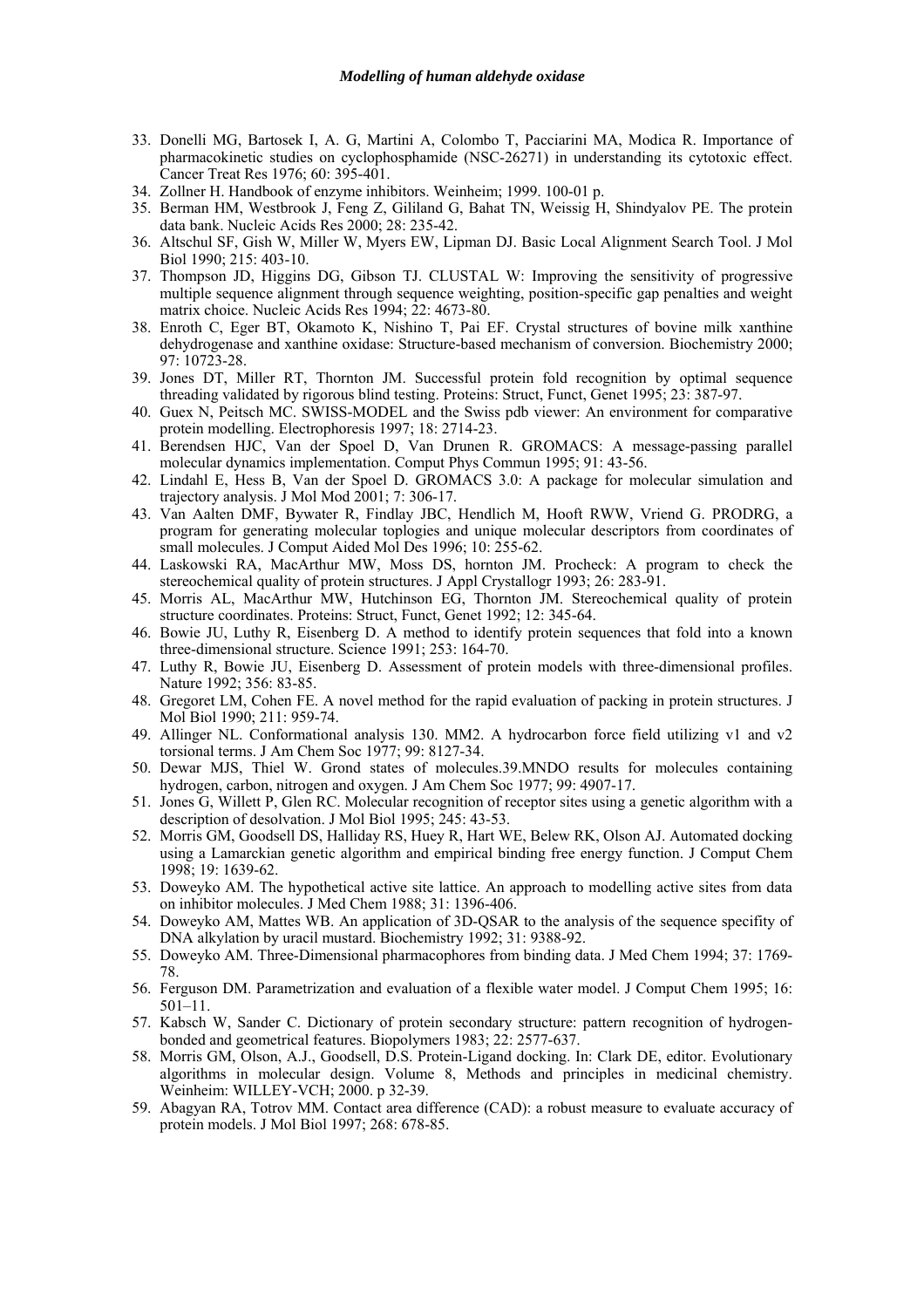33. Donelli MG, Bartosek I, A. G, Martini A, Colombo T, Pacciarini MA, Modica R. Importance of pharmacokinetic studies on cyclophosphamide (NSC-26271) in understanding its cytotoxic effect. Cancer Treat Res 1976; 60: 395-401.
34. Zollner H. Handbook of enzyme inhibitors. Weinheim; 1999. 100-01 p.
35. Berman HM, Westbrook J, Feng Z, Gililand G, Bahat TN, Weissig H, Shindyalov PE. The protein data bank. Nucleic Acids Res 2000; 28: 235-42.
36. Altschul SF, Gish W, Miller W, Myers EW, Lipman DJ. Basic Local Alignment Search Tool. J Mol Biol 1990; 215: 403-10.
37. Thompson JD, Higgins DG, Gibson TJ. CLUSTAL W: Improving the sensitivity of progressive multiple sequence alignment through sequence weighting, position-specific gap penalties and weight matrix choice. Nucleic Acids Res 1994; 22: 4673-80.
38. Enroth C, Eger BT, Okamoto K, Nishino T, Pai EF. Crystal structures of bovine milk xanthine dehydrogenase and xanthine oxidase: Structure-based mechanism of conversion. Biochemistry 2000; 97: 10723-28.
39. Jones DT, Miller RT, Thornton JM. Successful protein fold recognition by optimal sequence threading validated by rigorous blind testing. Proteins: Struct, Funct, Genet 1995; 23: 387-97.
40. Guex N, Peitsch MC. SWISS-MODEL and the Swiss pdb viewer: An environment for comparative protein modelling. Electrophoresis 1997; 18: 2714-23.
41. Berendsen HJC, Van der Spoel D, Van Drunen R. GROMACS: A message-passing parallel molecular dynamics implementation. Comput Phys Commun 1995; 91: 43-56.
42. Lindahl E, Hess B, Van der Spoel D. GROMACS 3.0: A package for molecular simulation and trajectory analysis. J Mol Mod 2001; 7: 306-17.
43. Van Aalten DMF, Bywater R, Findlay JBC, Hendlich M, Hooft RWW, Vriend G. PRODRG, a program for generating molecular toplogies and unique molecular descriptors from coordinates of small molecules. J Comput Aided Mol Des 1996; 10: 255-62.
44. Laskowski RA, MacArthur MW, Moss DS, hornton JM. Procheck: A program to check the stereochemical quality of protein structures. J Appl Crystallogr 1993; 26: 283-91.
45. Morris AL, MacArthur MW, Hutchinson EG, Thornton JM. Stereochemical quality of protein structure coordinates. Proteins: Struct, Funct, Genet 1992; 12: 345-64.
46. Bowie JU, Luthy R, Eisenberg D. A method to identify protein sequences that fold into a known three-dimensional structure. Science 1991; 253: 164-70.
47. Luthy R, Bowie JU, Eisenberg D. Assessment of protein models with three-dimensional profiles. Nature 1992; 356: 83-85.
48. Gregoret LM, Cohen FE. A novel method for the rapid evaluation of packing in protein structures. J Mol Biol 1990; 211: 959-74.
49. Allinger NL. Conformational analysis 130. MM2. A hydrocarbon force field utilizing v1 and v2 torsional terms. J Am Chem Soc 1977; 99: 8127-34.
50. Dewar MJS, Thiel W. Grond states of molecules.39.MNDO results for molecules containing hydrogen, carbon, nitrogen and oxygen. J Am Chem Soc 1977; 99: 4907-17.
51. Jones G, Willett P, Glen RC. Molecular recognition of receptor sites using a genetic algorithm with a description of desolvation. J Mol Biol 1995; 245: 43-53.
52. Morris GM, Goodsell DS, Halliday RS, Huey R, Hart WE, Belew RK, Olson AJ. Automated docking using a Lamarckian genetic algorithm and empirical binding free energy function. J Comput Chem 1998; 19: 1639-62.
53. Doweyko AM. The hypothetical active site lattice. An approach to modelling active sites from data on inhibitor molecules. J Med Chem 1988; 31: 1396-406.
54. Doweyko AM, Mattes WB. An application of 3D-QSAR to the analysis of the sequence specifity of DNA alkylation by uracil mustard. Biochemistry 1992; 31: 9388-92.
55. Doweyko AM. Three-Dimensional pharmacophores from binding data. J Med Chem 1994; 37: 1769-78.
56. Ferguson DM. Parametrization and evaluation of a flexible water model. J Comput Chem 1995; 16: 501–11.
57. Kabsch W, Sander C. Dictionary of protein secondary structure: pattern recognition of hydrogen-bonded and geometrical features. Biopolymers 1983; 22: 2577-637.
58. Morris GM, Olson, A.J., Goodsell, D.S. Protein-Ligand docking. In: Clark DE, editor. Evolutionary algorithms in molecular design. Volume 8, Methods and principles in medicinal chemistry. Weinheim: WILLEY-VCH; 2000. p 32-39.
59. Abagyan RA, Totrov MM. Contact area difference (CAD): a robust measure to evaluate accuracy of protein models. J Mol Biol 1997; 268: 678-85.